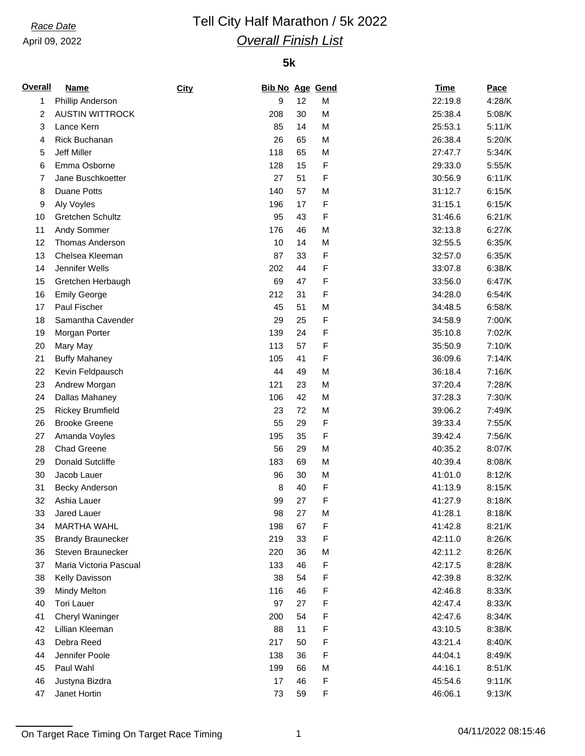*Race Date*

April 09, 2022

# Tell City Half Marathon / 5k 2022

## *Overall Finish List*

### 5k

| Overall | Name | City | Bib No | Age | Gend | Time | Pace |
|---|---|---|---|---|---|---|---|
| 1 | Phillip Anderson | | 9 | 12 | M | 22:19.8 | 4:28/K |
| 2 | AUSTIN WITTROCK | | 208 | 30 | M | 25:38.4 | 5:08/K |
| 3 | Lance Kern | | 85 | 14 | M | 25:53.1 | 5:11/K |
| 4 | Rick Buchanan | | 26 | 65 | M | 26:38.4 | 5:20/K |
| 5 | Jeff Miller | | 118 | 65 | M | 27:47.7 | 5:34/K |
| 6 | Emma Osborne | | 128 | 15 | F | 29:33.0 | 5:55/K |
| 7 | Jane Buschkoetter | | 27 | 51 | F | 30:56.9 | 6:11/K |
| 8 | Duane Potts | | 140 | 57 | M | 31:12.7 | 6:15/K |
| 9 | Aly Voyles | | 196 | 17 | F | 31:15.1 | 6:15/K |
| 10 | Gretchen Schultz | | 95 | 43 | F | 31:46.6 | 6:21/K |
| 11 | Andy Sommer | | 176 | 46 | M | 32:13.8 | 6:27/K |
| 12 | Thomas Anderson | | 10 | 14 | M | 32:55.5 | 6:35/K |
| 13 | Chelsea Kleeman | | 87 | 33 | F | 32:57.0 | 6:35/K |
| 14 | Jennifer Wells | | 202 | 44 | F | 33:07.8 | 6:38/K |
| 15 | Gretchen Herbaugh | | 69 | 47 | F | 33:56.0 | 6:47/K |
| 16 | Emily George | | 212 | 31 | F | 34:28.0 | 6:54/K |
| 17 | Paul Fischer | | 45 | 51 | M | 34:48.5 | 6:58/K |
| 18 | Samantha Cavender | | 29 | 25 | F | 34:58.9 | 7:00/K |
| 19 | Morgan Porter | | 139 | 24 | F | 35:10.8 | 7:02/K |
| 20 | Mary May | | 113 | 57 | F | 35:50.9 | 7:10/K |
| 21 | Buffy Mahaney | | 105 | 41 | F | 36:09.6 | 7:14/K |
| 22 | Kevin Feldpausch | | 44 | 49 | M | 36:18.4 | 7:16/K |
| 23 | Andrew Morgan | | 121 | 23 | M | 37:20.4 | 7:28/K |
| 24 | Dallas Mahaney | | 106 | 42 | M | 37:28.3 | 7:30/K |
| 25 | Rickey Brumfield | | 23 | 72 | M | 39:06.2 | 7:49/K |
| 26 | Brooke Greene | | 55 | 29 | F | 39:33.4 | 7:55/K |
| 27 | Amanda Voyles | | 195 | 35 | F | 39:42.4 | 7:56/K |
| 28 | Chad Greene | | 56 | 29 | M | 40:35.2 | 8:07/K |
| 29 | Donald Sutcliffe | | 183 | 69 | M | 40:39.4 | 8:08/K |
| 30 | Jacob Lauer | | 96 | 30 | M | 41:01.0 | 8:12/K |
| 31 | Becky Anderson | | 8 | 40 | F | 41:13.9 | 8:15/K |
| 32 | Ashia Lauer | | 99 | 27 | F | 41:27.9 | 8:18/K |
| 33 | Jared Lauer | | 98 | 27 | M | 41:28.1 | 8:18/K |
| 34 | MARTHA WAHL | | 198 | 67 | F | 41:42.8 | 8:21/K |
| 35 | Brandy Braunecker | | 219 | 33 | F | 42:11.0 | 8:26/K |
| 36 | Steven Braunecker | | 220 | 36 | M | 42:11.2 | 8:26/K |
| 37 | Maria Victoria Pascual | | 133 | 46 | F | 42:17.5 | 8:28/K |
| 38 | Kelly Davisson | | 38 | 54 | F | 42:39.8 | 8:32/K |
| 39 | Mindy Melton | | 116 | 46 | F | 42:46.8 | 8:33/K |
| 40 | Tori Lauer | | 97 | 27 | F | 42:47.4 | 8:33/K |
| 41 | Cheryl Waninger | | 200 | 54 | F | 42:47.6 | 8:34/K |
| 42 | Lillian Kleeman | | 88 | 11 | F | 43:10.5 | 8:38/K |
| 43 | Debra Reed | | 217 | 50 | F | 43:21.4 | 8:40/K |
| 44 | Jennifer Poole | | 138 | 36 | F | 44:04.1 | 8:49/K |
| 45 | Paul Wahl | | 199 | 66 | M | 44:16.1 | 8:51/K |
| 46 | Justyna Bizdra | | 17 | 46 | F | 45:54.6 | 9:11/K |
| 47 | Janet Hortin | | 73 | 59 | F | 46:06.1 | 9:13/K |

On Target Race Timing On Target Race Timing

04/11/2022 08:15:46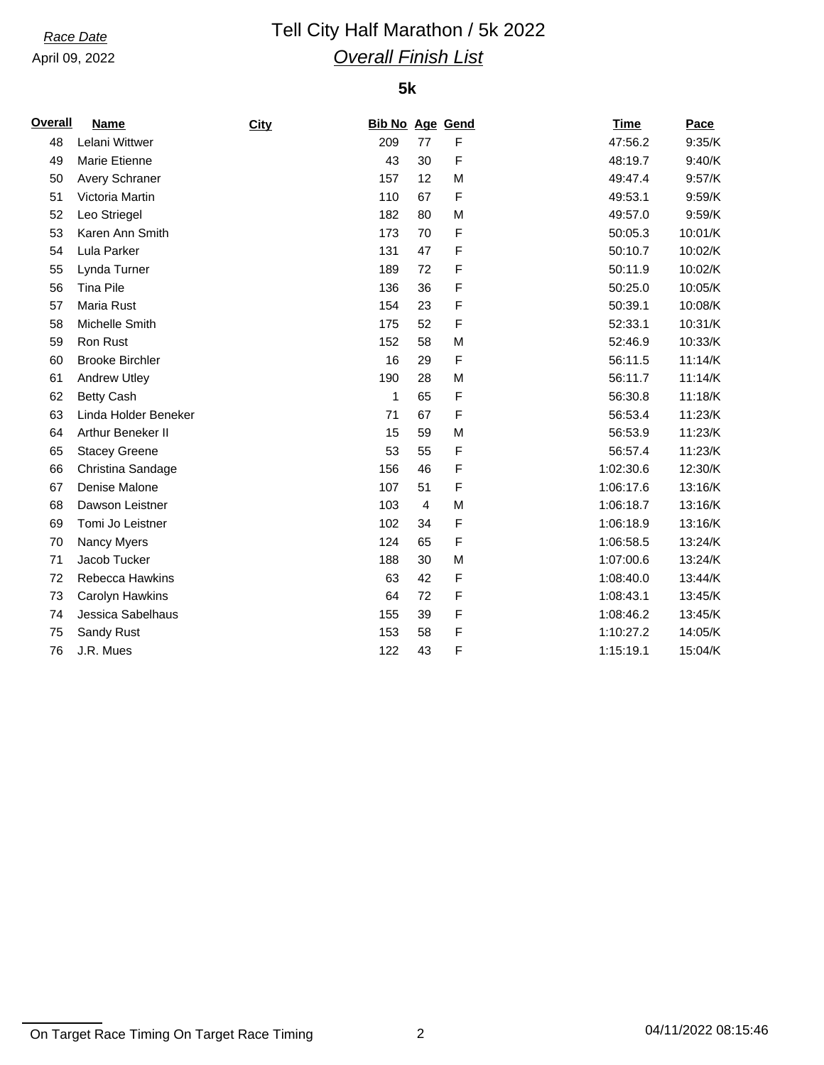Race Date

April 09, 2022

# Tell City Half Marathon / 5k 2022

## *Overall Finish List*

### 5k

| Overall | Name | City | Bib No | Age | Gend | Time | Pace |
|---|---|---|---|---|---|---|---|
| 48 | Lelani Wittwer | | 209 | 77 | F | 47:56.2 | 9:35/K |
| 49 | Marie Etienne | | 43 | 30 | F | 48:19.7 | 9:40/K |
| 50 | Avery Schraner | | 157 | 12 | M | 49:47.4 | 9:57/K |
| 51 | Victoria Martin | | 110 | 67 | F | 49:53.1 | 9:59/K |
| 52 | Leo Striegel | | 182 | 80 | M | 49:57.0 | 9:59/K |
| 53 | Karen Ann Smith | | 173 | 70 | F | 50:05.3 | 10:01/K |
| 54 | Lula Parker | | 131 | 47 | F | 50:10.7 | 10:02/K |
| 55 | Lynda Turner | | 189 | 72 | F | 50:11.9 | 10:02/K |
| 56 | Tina Pile | | 136 | 36 | F | 50:25.0 | 10:05/K |
| 57 | Maria Rust | | 154 | 23 | F | 50:39.1 | 10:08/K |
| 58 | Michelle Smith | | 175 | 52 | F | 52:33.1 | 10:31/K |
| 59 | Ron Rust | | 152 | 58 | M | 52:46.9 | 10:33/K |
| 60 | Brooke Birchler | | 16 | 29 | F | 56:11.5 | 11:14/K |
| 61 | Andrew Utley | | 190 | 28 | M | 56:11.7 | 11:14/K |
| 62 | Betty Cash | | 1 | 65 | F | 56:30.8 | 11:18/K |
| 63 | Linda Holder Beneker | | 71 | 67 | F | 56:53.4 | 11:23/K |
| 64 | Arthur Beneker II | | 15 | 59 | M | 56:53.9 | 11:23/K |
| 65 | Stacey Greene | | 53 | 55 | F | 56:57.4 | 11:23/K |
| 66 | Christina Sandage | | 156 | 46 | F | 1:02:30.6 | 12:30/K |
| 67 | Denise Malone | | 107 | 51 | F | 1:06:17.6 | 13:16/K |
| 68 | Dawson Leistner | | 103 | 4 | M | 1:06:18.7 | 13:16/K |
| 69 | Tomi Jo Leistner | | 102 | 34 | F | 1:06:18.9 | 13:16/K |
| 70 | Nancy Myers | | 124 | 65 | F | 1:06:58.5 | 13:24/K |
| 71 | Jacob Tucker | | 188 | 30 | M | 1:07:00.6 | 13:24/K |
| 72 | Rebecca Hawkins | | 63 | 42 | F | 1:08:40.0 | 13:44/K |
| 73 | Carolyn Hawkins | | 64 | 72 | F | 1:08:43.1 | 13:45/K |
| 74 | Jessica Sabelhaus | | 155 | 39 | F | 1:08:46.2 | 13:45/K |
| 75 | Sandy Rust | | 153 | 58 | F | 1:10:27.2 | 14:05/K |
| 76 | J.R. Mues | | 122 | 43 | F | 1:15:19.1 | 15:04/K |

On Target Race Timing On Target Race Timing

04/11/2022 08:15:46